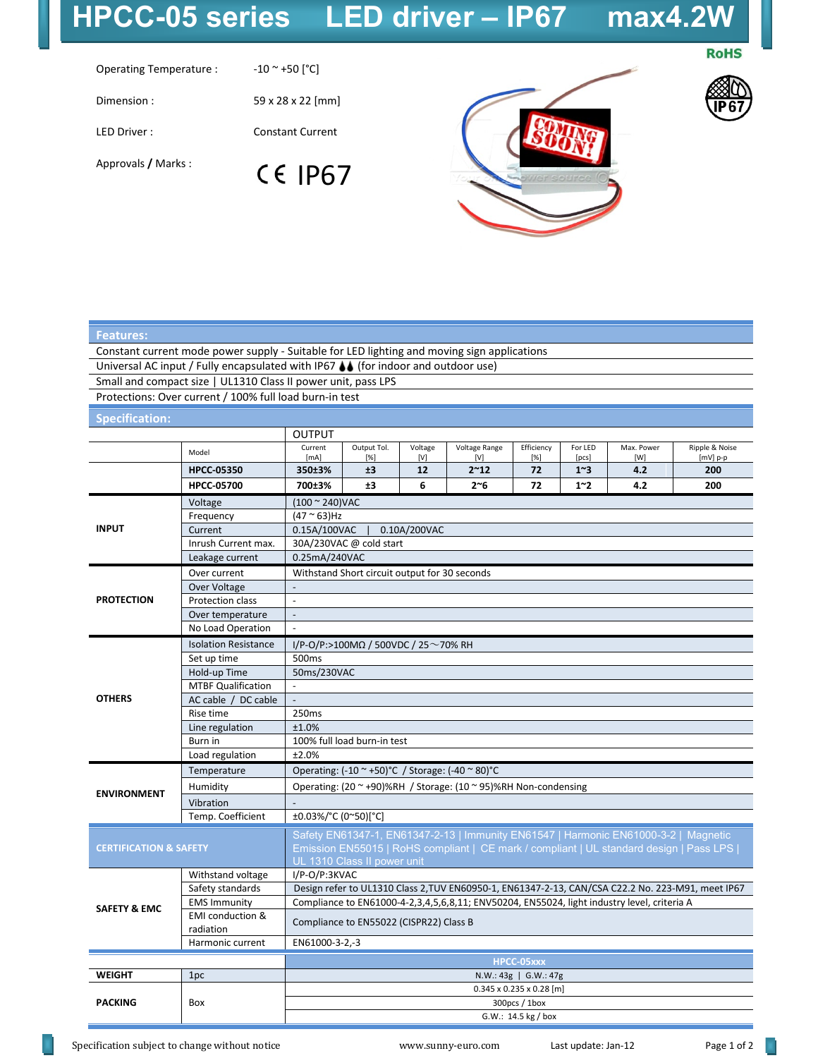# HPCC-05 series LED driver – IP67 max4.2W

RoHS

| | |
|---|---|
| Operating Temperature : | -10 ~ +50 [°C] |
| Dimension : | 59 x 28 x 22 [mm] |
| LED Driver : | Constant Current |
| Approvals / Marks : | CE IP67 |

## Features:

- Constant current mode power supply - Suitable for LED lighting and moving sign applications
- Universal AC input / Fully encapsulated with IP67 (for indoor and outdoor use)
- Small and compact size | UL1310 Class II power unit, pass LPS
- Protections: Over current / 100% full load burn-in test

## Specification:

| | Model | OUTPUT Current [mA] | Output Tol. [%] | Voltage [V] | Voltage Range [V] | Efficiency [%] | For LED [pcs] | Max. Power [W] | Ripple & Noise [mV] p-p |
|---|---|---|---|---|---|---|---|---|---|
| | **HPCC-05350** | **350±3%** | **±3** | **12** | **2~12** | **72** | **1~3** | **4.2** | **200** |
| | **HPCC-05700** | **700±3%** | **±3** | **6** | **2~6** | **72** | **1~2** | **4.2** | **200** |

| | | |
|---|---|---|
| **INPUT** | Voltage | (100 ~ 240)VAC |
| | Frequency | (47 ~ 63)Hz |
| | Current | 0.15A/100VAC \| 0.10A/200VAC |
| | Inrush Current max. | 30A/230VAC @ cold start |
| | Leakage current | 0.25mA/240VAC |
| **PROTECTION** | Over current | Withstand Short circuit output for 30 seconds |
| | Over Voltage | - |
| | Protection class | - |
| | Over temperature | - |
| | No Load Operation | - |
| **OTHERS** | Isolation Resistance | I/P-O/P:>100MΩ / 500VDC / 25～70% RH |
| | Set up time | 500ms |
| | Hold-up Time | 50ms/230VAC |
| | MTBF Qualification | - |
| | AC cable / DC cable | - |
| | Rise time | 250ms |
| | Line regulation | ±1.0% |
| | Burn in | 100% full load burn-in test |
| | Load regulation | ±2.0% |
| **ENVIRONMENT** | Temperature | Operating: (-10 ~ +50)°C / Storage: (-40 ~ 80)°C |
| | Humidity | Operating: (20 ~ +90)%RH / Storage: (10 ~ 95)%RH Non-condensing |
| | Vibration | - |
| | Temp. Coefficient | ±0.03%/°C (0~50)[°C] |
| **CERTIFICATION & SAFETY** | | Safety EN61347-1, EN61347-2-13 \| Immunity EN61547 \| Harmonic EN61000-3-2 \| Magnetic Emission EN55015 \| RoHS compliant \| CE mark / compliant \| UL standard design \| Pass LPS \| UL 1310 Class II power unit |
| **SAFETY & EMC** | Withstand voltage | I/P-O/P:3KVAC |
| | Safety standards | Design refer to UL1310 Class 2,TUV EN60950-1, EN61347-2-13, CAN/CSA C22.2 No. 223-M91, meet IP67 |
| | EMS Immunity | Compliance to EN61000-4-2,3,4,5,6,8,11; ENV50204, EN55024, light industry level, criteria A |
| | EMI conduction & radiation | Compliance to EN55022 (CISPR22) Class B |
| | Harmonic current | EN61000-3-2,-3 |

| | | HPCC-05xxx |
|---|---|---|
| **WEIGHT** | 1pc | N.W.: 43g \| G.W.: 47g |
| **PACKING** | Box | 0.345 x 0.235 x 0.28 [m] |
| | | 300pcs / 1box |
| | | G.W.: 14.5 kg / box |

Specification subject to change without notice www.sunny-euro.com Last update: Jan-12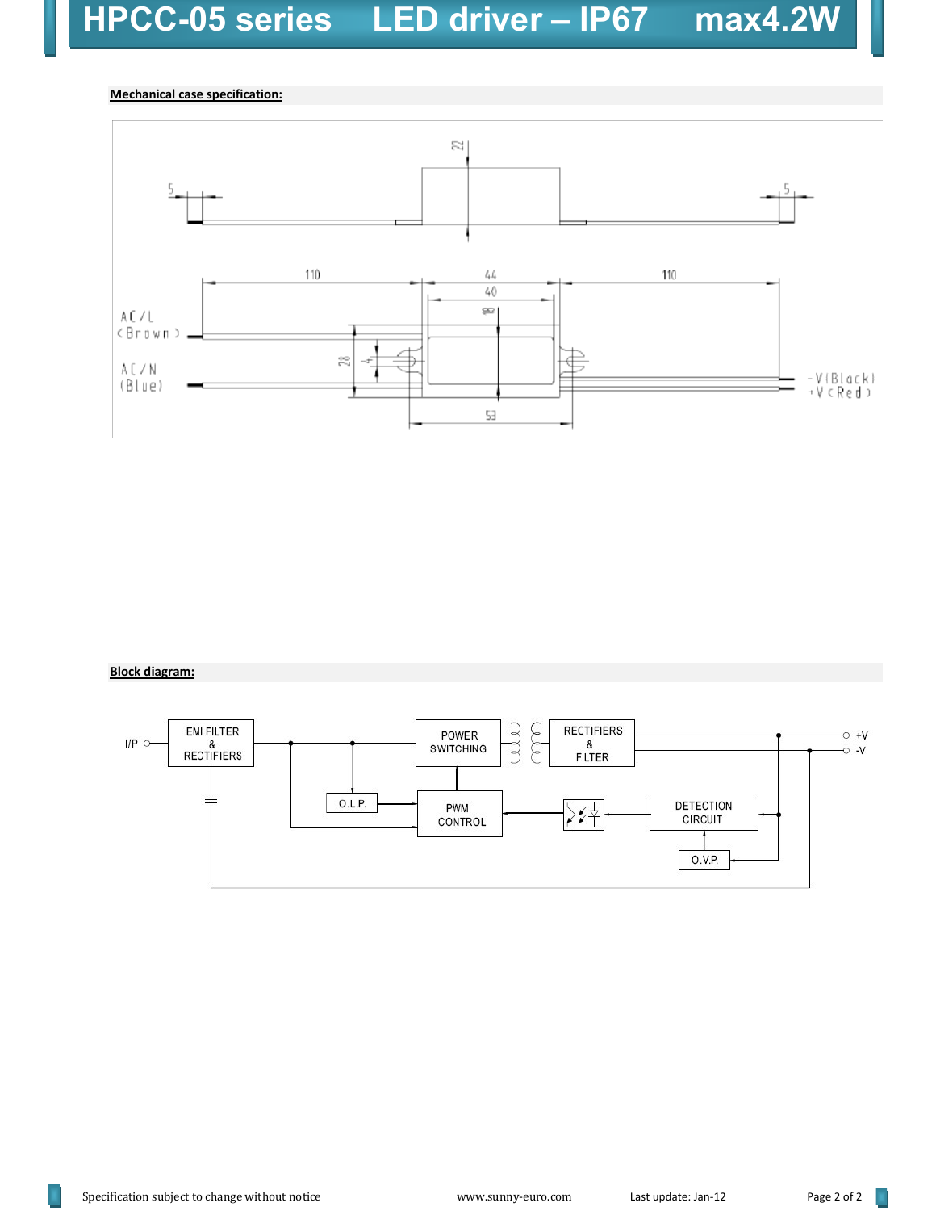**Mechanical case specification:**

22

5

5

110

44

40

110

18

AC/L (Brown)

28

4

AC/N (Blue)

-V(Black)
+V(Red)

53

**Block diagram:**

I/P

EMI FILTER & RECTIFIERS

POWER SWITCHING

RECTIFIERS & FILTER

+V

-V

O.L.P.

PWM CONTROL

DETECTION CIRCUIT

O.V.P.